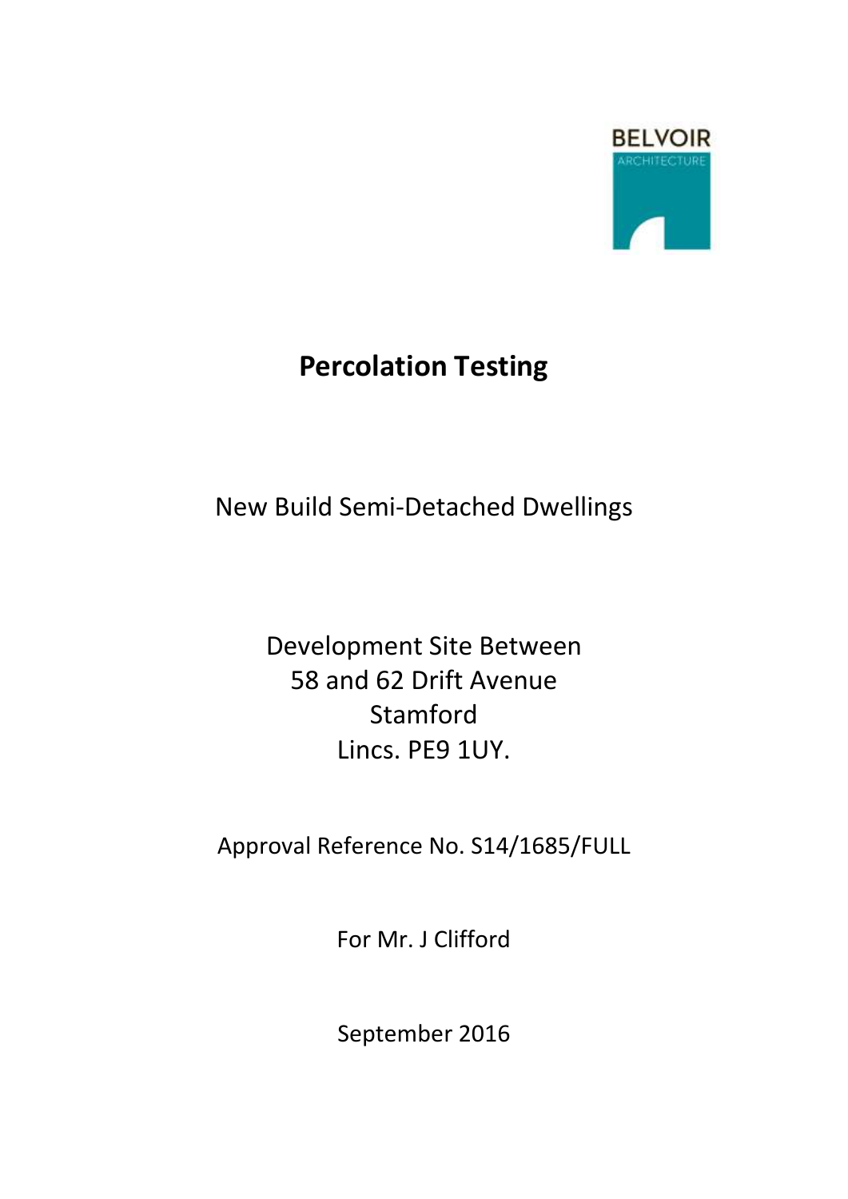BELVOIR

ARCHITECTURE

# Percolation Testing

New Build Semi-Detached Dwellings

Development Site Between
58 and 62 Drift Avenue
Stamford
Lincs. PE9 1UY.

Approval Reference No. S14/1685/FULL

For Mr. J Clifford

September 2016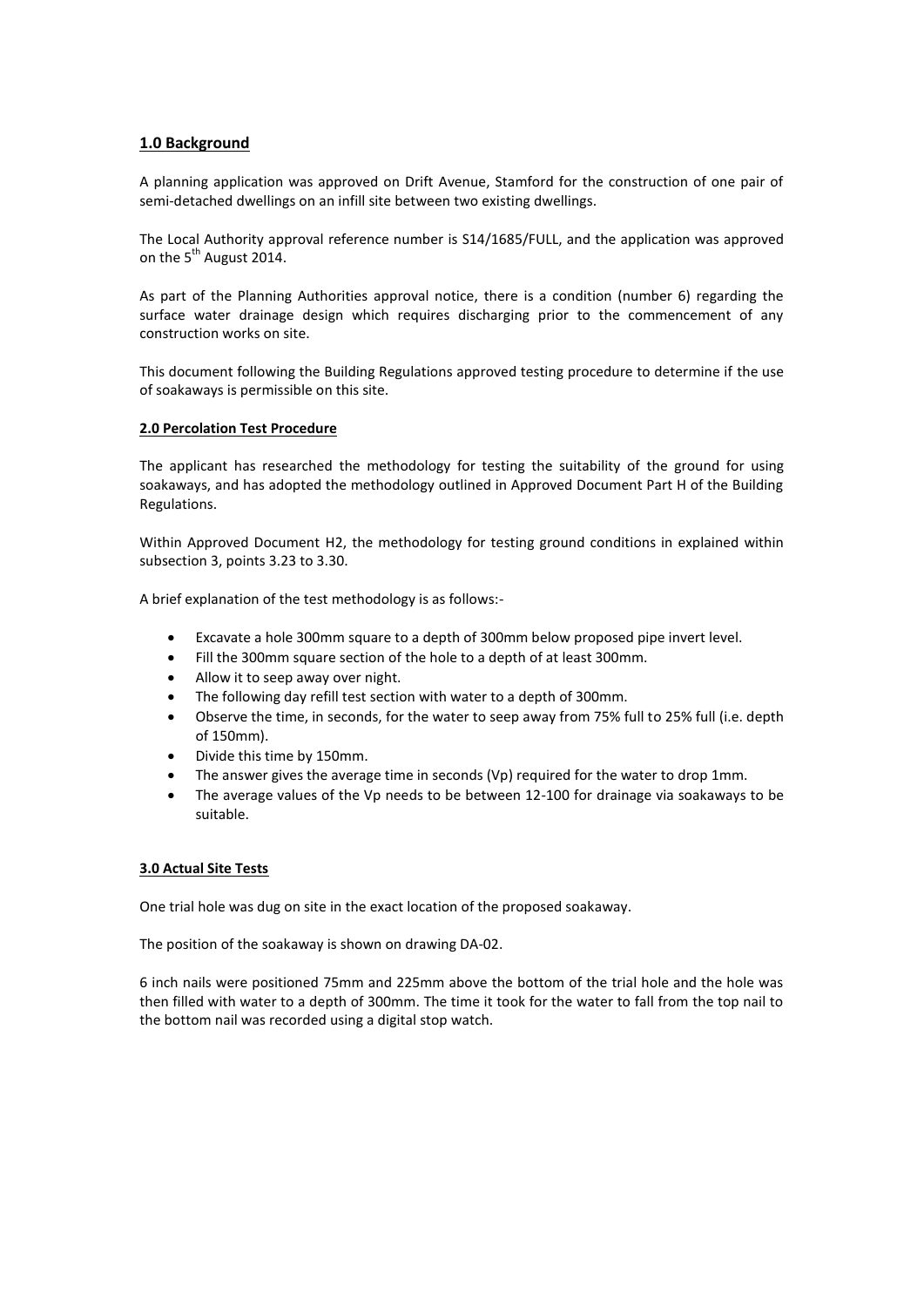## 1.0 Background

A planning application was approved on Drift Avenue, Stamford for the construction of one pair of semi-detached dwellings on an infill site between two existing dwellings.

The Local Authority approval reference number is S14/1685/FULL, and the application was approved on the 5th August 2014.

As part of the Planning Authorities approval notice, there is a condition (number 6) regarding the surface water drainage design which requires discharging prior to the commencement of any construction works on site.

This document following the Building Regulations approved testing procedure to determine if the use of soakaways is permissible on this site.

### 2.0 Percolation Test Procedure

The applicant has researched the methodology for testing the suitability of the ground for using soakaways, and has adopted the methodology outlined in Approved Document Part H of the Building Regulations.

Within Approved Document H2, the methodology for testing ground conditions in explained within subsection 3, points 3.23 to 3.30.

A brief explanation of the test methodology is as follows:-

- Excavate a hole 300mm square to a depth of 300mm below proposed pipe invert level.
- Fill the 300mm square section of the hole to a depth of at least 300mm.
- Allow it to seep away over night.
- The following day refill test section with water to a depth of 300mm.
- Observe the time, in seconds, for the water to seep away from 75% full to 25% full (i.e. depth of 150mm).
- Divide this time by 150mm.
- The answer gives the average time in seconds (Vp) required for the water to drop 1mm.
- The average values of the Vp needs to be between 12-100 for drainage via soakaways to be suitable.

### 3.0 Actual Site Tests

One trial hole was dug on site in the exact location of the proposed soakaway.

The position of the soakaway is shown on drawing DA-02.

6 inch nails were positioned 75mm and 225mm above the bottom of the trial hole and the hole was then filled with water to a depth of 300mm. The time it took for the water to fall from the top nail to the bottom nail was recorded using a digital stop watch.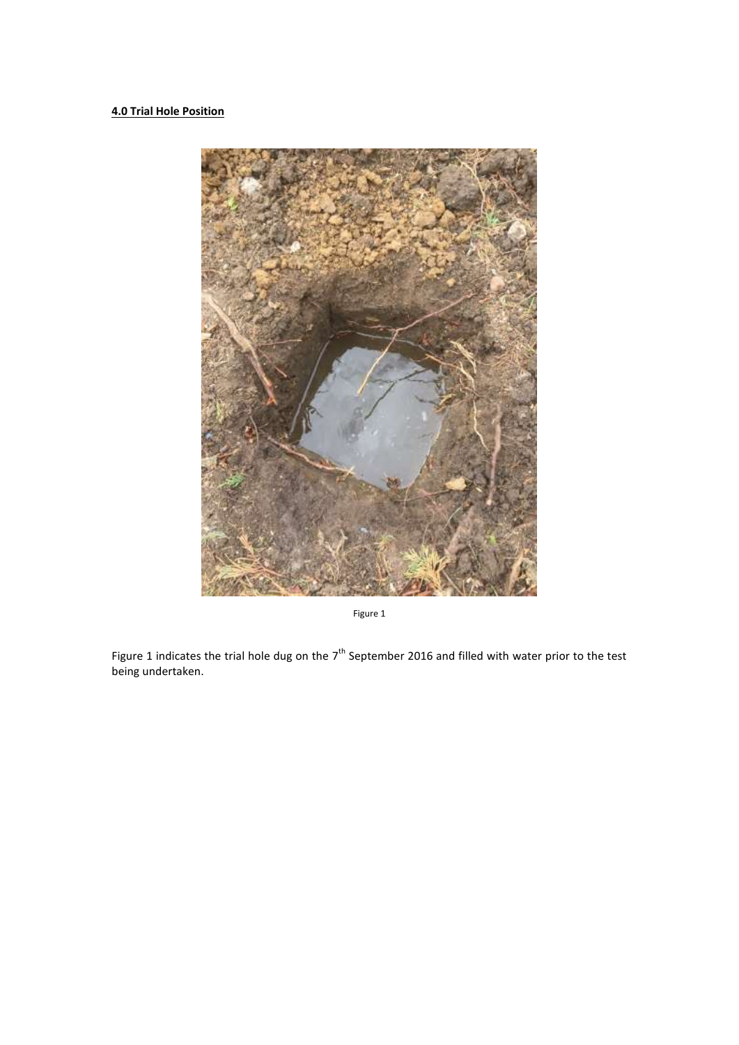**4.0 Trial Hole Position**

Figure 1

Figure 1 indicates the trial hole dug on the 7th September 2016 and filled with water prior to the test being undertaken.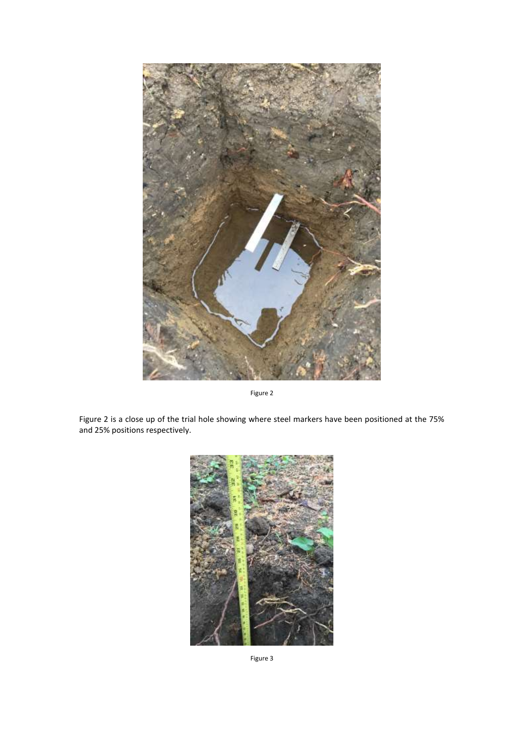Figure 2

Figure 2 is a close up of the trial hole showing where steel markers have been positioned at the 75% and 25% positions respectively.

Figure 3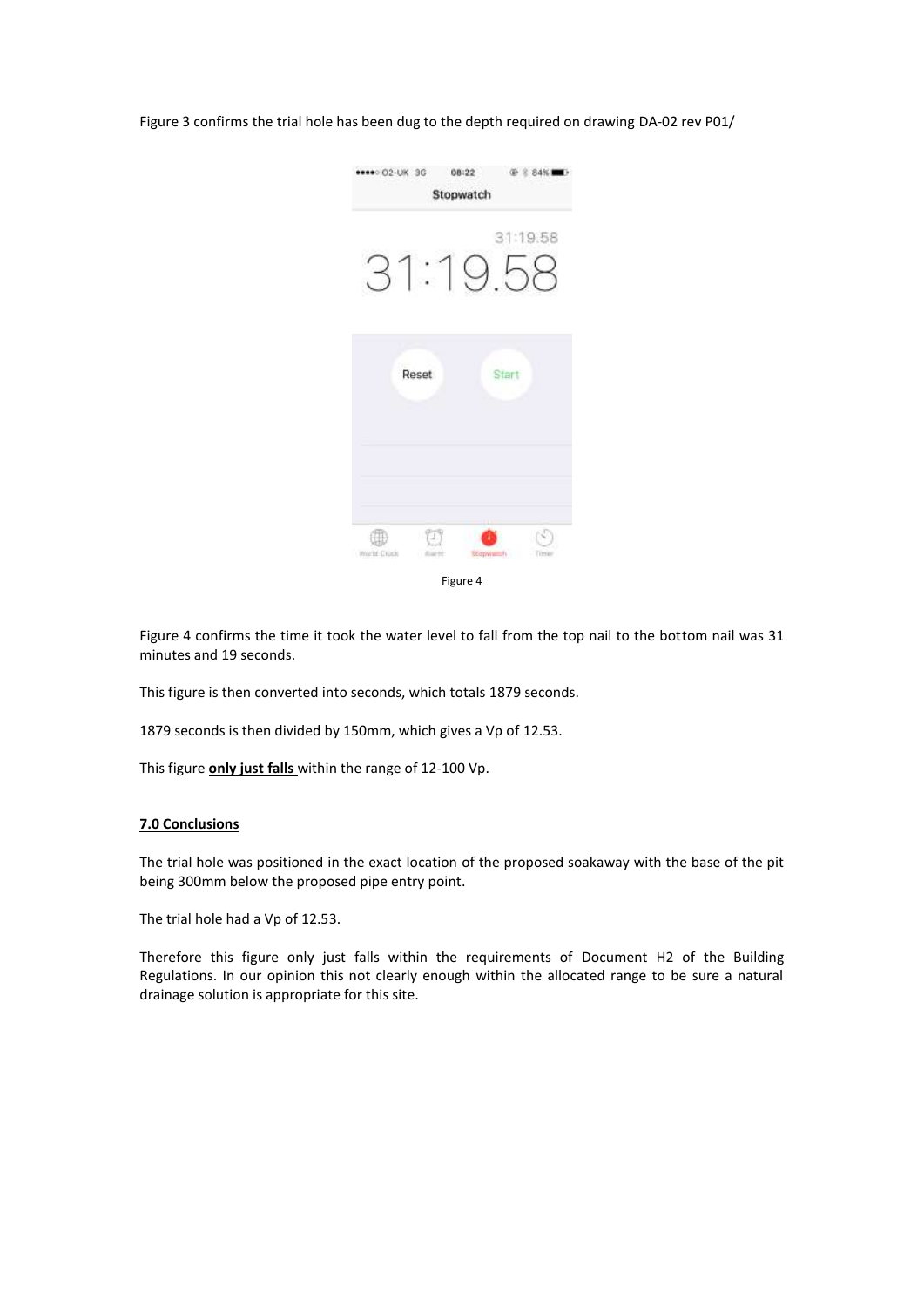Figure 3 confirms the trial hole has been dug to the depth required on drawing DA-02 rev P01/

Figure 4

Figure 4 confirms the time it took the water level to fall from the top nail to the bottom nail was 31 minutes and 19 seconds.

This figure is then converted into seconds, which totals 1879 seconds.

1879 seconds is then divided by 150mm, which gives a Vp of 12.53.

This figure **only just falls** within the range of 12-100 Vp.

## 7.0 Conclusions

The trial hole was positioned in the exact location of the proposed soakaway with the base of the pit being 300mm below the proposed pipe entry point.

The trial hole had a Vp of 12.53.

Therefore this figure only just falls within the requirements of Document H2 of the Building Regulations. In our opinion this not clearly enough within the allocated range to be sure a natural drainage solution is appropriate for this site.